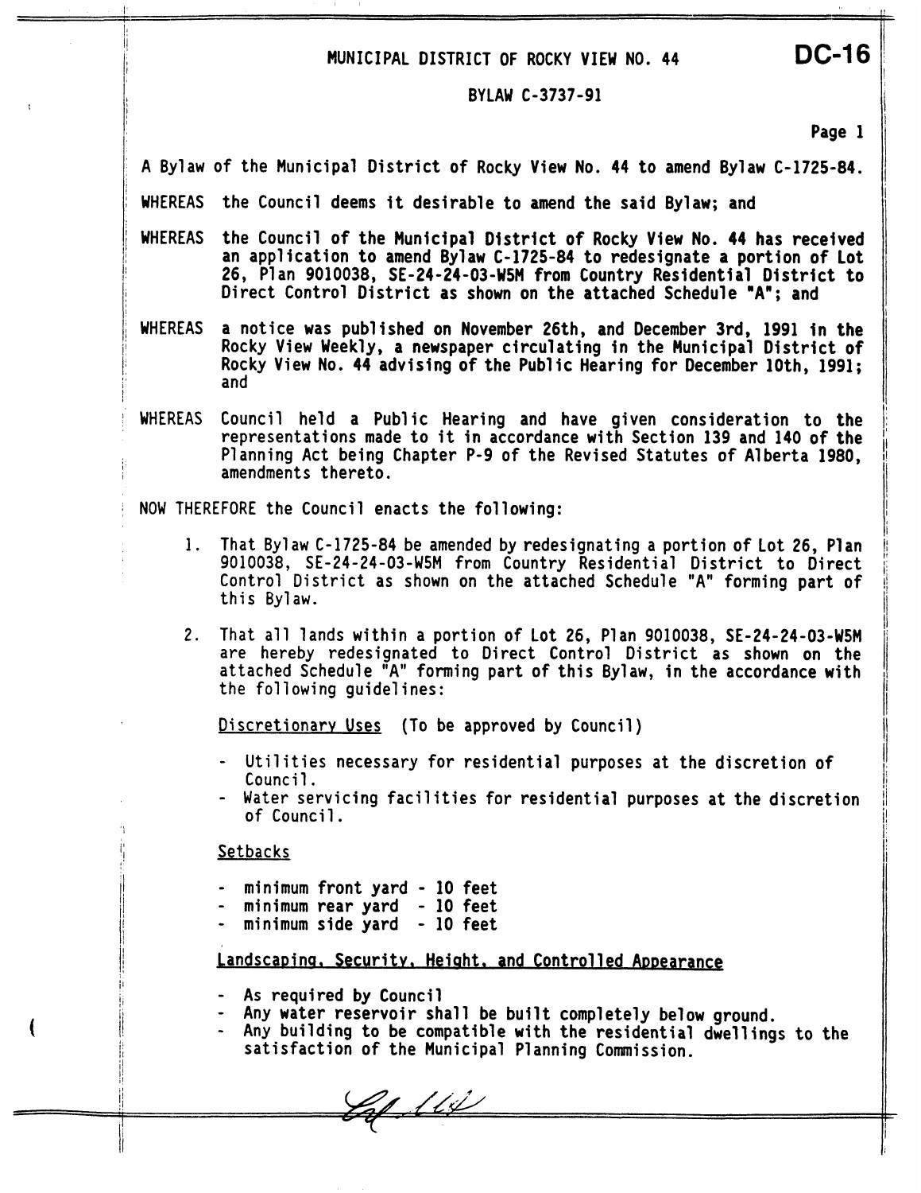# MUNICIPAL DISTRICT OF ROCKY VIEW NO. 44

**DC-16**

## BYLAW C-3737-91

A Bylaw of the Municipal District of Rocky View No. 44 to amend Bylaw C-1725-84.

WHEREAS the Council deems it desirable to amend the said Bylaw; and

WHEREAS the Council of the Municipal District of Rocky View No. 44 has received an application to amend Bylaw C-1725-84 to redesignate a portion of Lot 26, Plan 9010038, SE-24-24-03-W5M from Country Residential District to Direct Control District as shown on the attached Schedule "A"; and

WHEREAS a notice was published on November 26th, and December 3rd, 1991 in the Rocky View Weekly, a newspaper circulating in the Municipal District of Rocky View No. 44 advising of the Public Hearing for December 10th, 1991; and

WHEREAS Council held a Public Hearing and have given consideration to the representations made to it in accordance with Section 139 and 140 of the Planning Act being Chapter P-9 of the Revised Statutes of Alberta 1980, amendments thereto.

NOW THEREFORE the Council enacts the following:

1. That Bylaw C-1725-84 be amended by redesignating a portion of Lot 26, Plan 9010038, SE-24-24-03-W5M from Country Residential District to Direct Control District as shown on the attached Schedule "A" forming part of this Bylaw.

2. That all lands within a portion of Lot 26, Plan 9010038, SE-24-24-03-W5M are hereby redesignated to Direct Control District as shown on the attached Schedule "A" forming part of this Bylaw, in the accordance with the following guidelines:

   Discretionary Uses (To be approved by Council)

   - Utilities necessary for residential purposes at the discretion of Council.
   - Water servicing facilities for residential purposes at the discretion of Council.

   Setbacks

   - minimum front yard - 10 feet
   - minimum rear yard - 10 feet
   - minimum side yard - 10 feet

   Landscaping, Security, Height, and Controlled Appearance

   - As required by Council
   - Any water reservoir shall be built completely below ground.
   - Any building to be compatible with the residential dwellings to the satisfaction of the Municipal Planning Commission.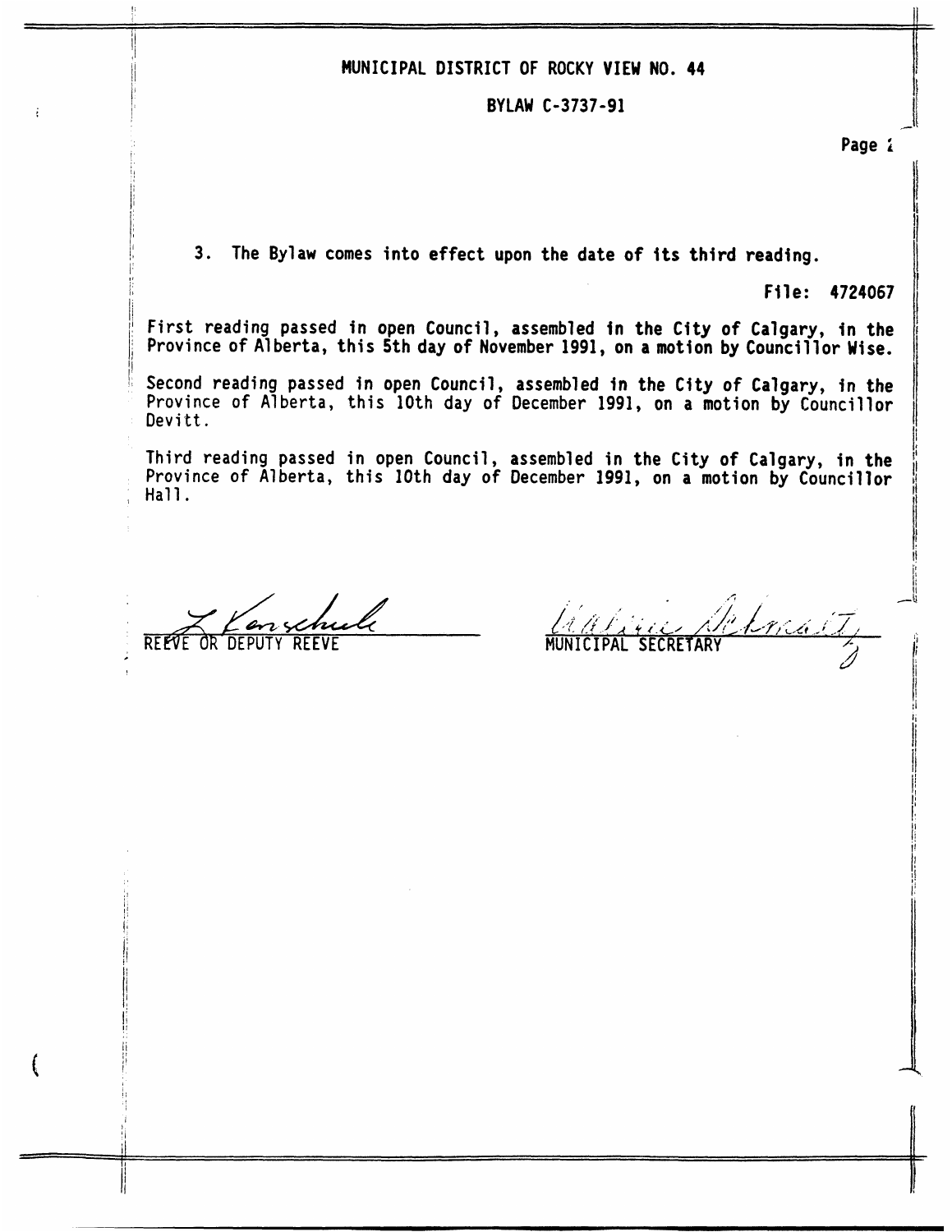MUNICIPAL DISTRICT OF ROCKY VIEW NO. 44

BYLAW C-3737-91

3. The Bylaw comes into effect upon the date of its third reading.

File: 4724067

First reading passed in open Council, assembled in the City of Calgary, in the Province of Alberta, this 5th day of November 1991, on a motion by Councillor Wise.

Second reading passed in open Council, assembled in the City of Calgary, in the Province of Alberta, this 10th day of December 1991, on a motion by Councillor Devitt.

Third reading passed in open Council, assembled in the City of Calgary, in the Province of Alberta, this 10th day of December 1991, on a motion by Councillor Hall.

REEVE OR DEPUTY REEVE

MUNICIPAL SECRETARY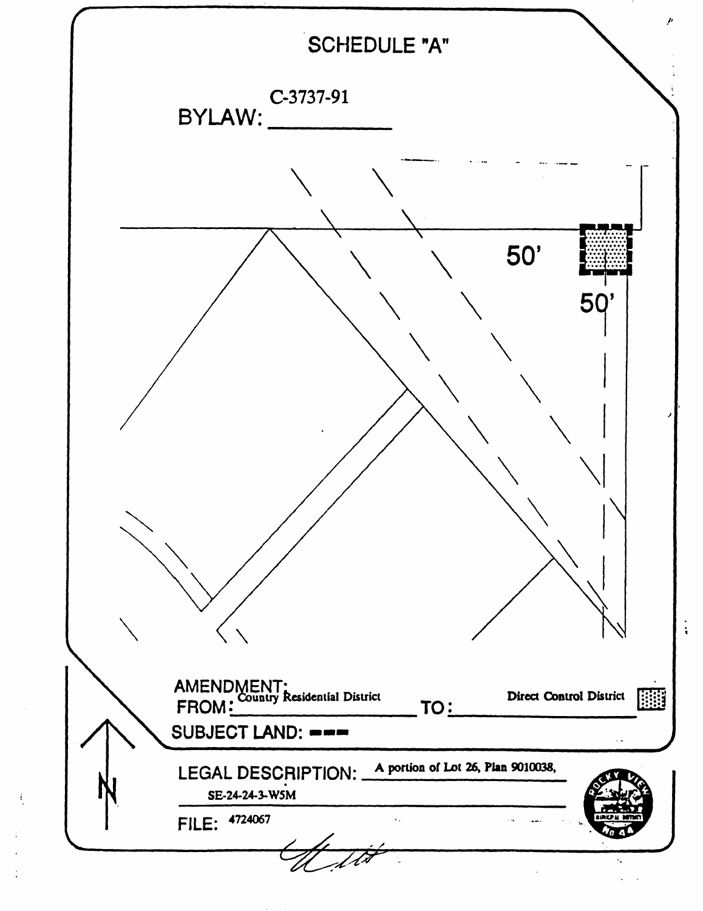# SCHEDULE "A"

BYLAW: C-3737-91

50'

50'

AMENDMENT:
FROM: Country Residential District TO: Direct Control District

SUBJECT LAND: ▬ ▬ ▬

LEGAL DESCRIPTION: A portion of Lot 26, Plan 9010038, SE-24-24-3-W5M

FILE: 4724067

N